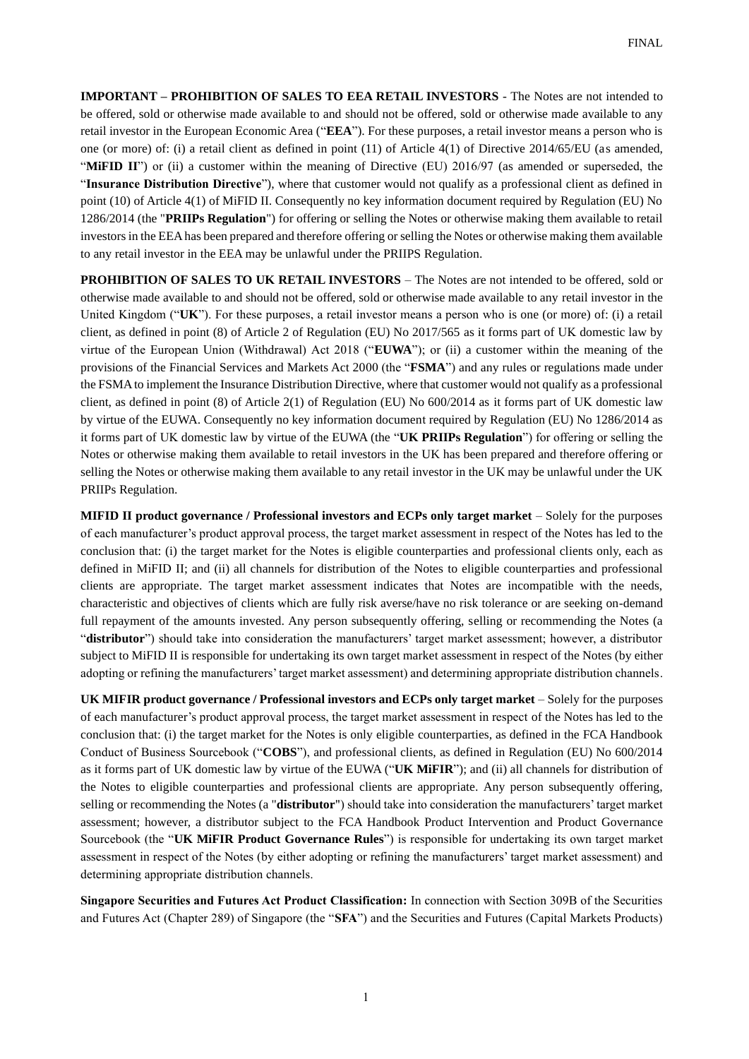FINAL

**IMPORTANT – PROHIBITION OF SALES TO EEA RETAIL INVESTORS** - The Notes are not intended to be offered, sold or otherwise made available to and should not be offered, sold or otherwise made available to any retail investor in the European Economic Area ("**EEA**"). For these purposes, a retail investor means a person who is one (or more) of: (i) a retail client as defined in point (11) of Article 4(1) of Directive 2014/65/EU (as amended, "**MiFID II**") or (ii) a customer within the meaning of Directive (EU) 2016/97 (as amended or superseded, the "**Insurance Distribution Directive**"), where that customer would not qualify as a professional client as defined in point (10) of Article 4(1) of MiFID II. Consequently no key information document required by Regulation (EU) No 1286/2014 (the "**PRIIPs Regulation**") for offering or selling the Notes or otherwise making them available to retail investors in the EEA has been prepared and therefore offering or selling the Notes or otherwise making them available to any retail investor in the EEA may be unlawful under the PRIIPS Regulation.

**PROHIBITION OF SALES TO UK RETAIL INVESTORS** – The Notes are not intended to be offered, sold or otherwise made available to and should not be offered, sold or otherwise made available to any retail investor in the United Kingdom ("**UK**"). For these purposes, a retail investor means a person who is one (or more) of: (i) a retail client, as defined in point (8) of Article 2 of Regulation (EU) No 2017/565 as it forms part of UK domestic law by virtue of the European Union (Withdrawal) Act 2018 ("**EUWA**"); or (ii) a customer within the meaning of the provisions of the Financial Services and Markets Act 2000 (the "**FSMA**") and any rules or regulations made under the FSMA to implement the Insurance Distribution Directive, where that customer would not qualify as a professional client, as defined in point (8) of Article 2(1) of Regulation (EU) No 600/2014 as it forms part of UK domestic law by virtue of the EUWA. Consequently no key information document required by Regulation (EU) No 1286/2014 as it forms part of UK domestic law by virtue of the EUWA (the "**UK PRIIPs Regulation**") for offering or selling the Notes or otherwise making them available to retail investors in the UK has been prepared and therefore offering or selling the Notes or otherwise making them available to any retail investor in the UK may be unlawful under the UK PRIIPs Regulation.

**MIFID II product governance / Professional investors and ECPs only target market** – Solely for the purposes of each manufacturer's product approval process, the target market assessment in respect of the Notes has led to the conclusion that: (i) the target market for the Notes is eligible counterparties and professional clients only, each as defined in MiFID II; and (ii) all channels for distribution of the Notes to eligible counterparties and professional clients are appropriate. The target market assessment indicates that Notes are incompatible with the needs, characteristic and objectives of clients which are fully risk averse/have no risk tolerance or are seeking on-demand full repayment of the amounts invested. Any person subsequently offering, selling or recommending the Notes (a "**distributor**") should take into consideration the manufacturers' target market assessment; however, a distributor subject to MiFID II is responsible for undertaking its own target market assessment in respect of the Notes (by either adopting or refining the manufacturers' target market assessment) and determining appropriate distribution channels.

**UK MIFIR product governance / Professional investors and ECPs only target market** – Solely for the purposes of each manufacturer's product approval process, the target market assessment in respect of the Notes has led to the conclusion that: (i) the target market for the Notes is only eligible counterparties, as defined in the FCA Handbook Conduct of Business Sourcebook ("**COBS**"), and professional clients, as defined in Regulation (EU) No 600/2014 as it forms part of UK domestic law by virtue of the EUWA ("**UK MiFIR**"); and (ii) all channels for distribution of the Notes to eligible counterparties and professional clients are appropriate. Any person subsequently offering, selling or recommending the Notes (a "**distributor**") should take into consideration the manufacturers' target market assessment; however, a distributor subject to the FCA Handbook Product Intervention and Product Governance Sourcebook (the "**UK MiFIR Product Governance Rules**") is responsible for undertaking its own target market assessment in respect of the Notes (by either adopting or refining the manufacturers' target market assessment) and determining appropriate distribution channels.

**Singapore Securities and Futures Act Product Classification:** In connection with Section 309B of the Securities and Futures Act (Chapter 289) of Singapore (the "**SFA**") and the Securities and Futures (Capital Markets Products)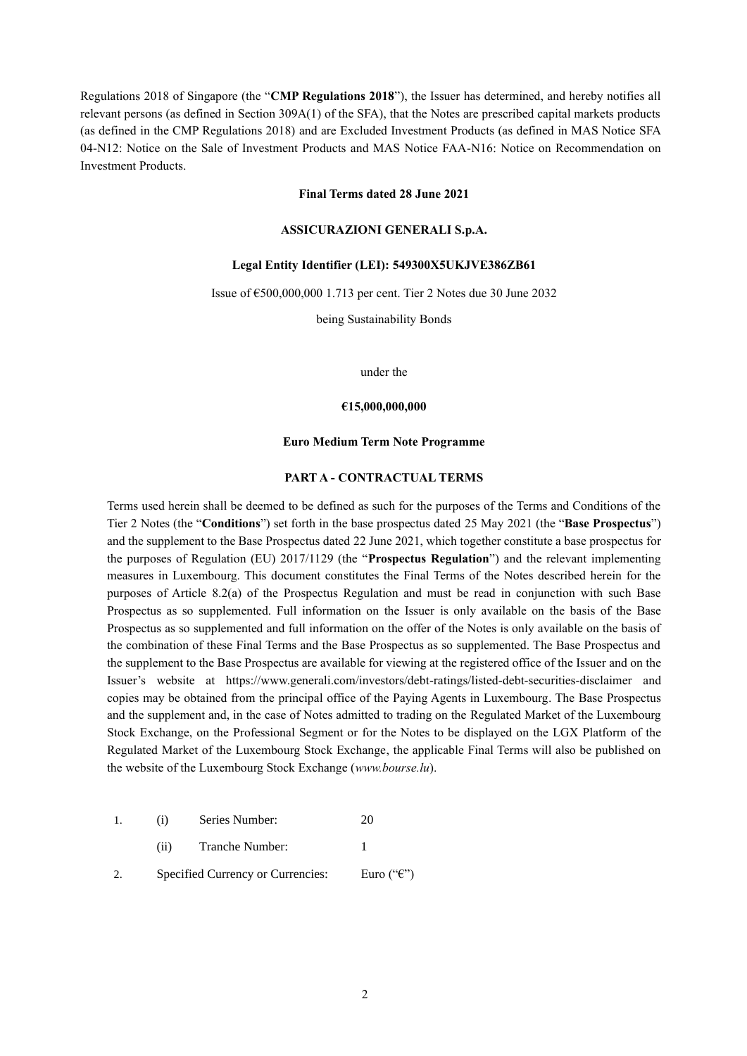Regulations 2018 of Singapore (the "**CMP Regulations 2018**"), the Issuer has determined, and hereby notifies all relevant persons (as defined in Section 309A(1) of the SFA), that the Notes are prescribed capital markets products (as defined in the CMP Regulations 2018) and are Excluded Investment Products (as defined in MAS Notice SFA 04-N12: Notice on the Sale of Investment Products and MAS Notice FAA-N16: Notice on Recommendation on Investment Products.

**Final Terms dated 28 June 2021**

**ASSICURAZIONI GENERALI S.p.A.**

**Legal Entity Identifier (LEI): 549300X5UKJVE386ZB61**

Issue of €500,000,000 1.713 per cent. Tier 2 Notes due 30 June 2032

being Sustainability Bonds

under the

**€15,000,000,000**

**Euro Medium Term Note Programme**

## PART A - CONTRACTUAL TERMS

Terms used herein shall be deemed to be defined as such for the purposes of the Terms and Conditions of the Tier 2 Notes (the "**Conditions**") set forth in the base prospectus dated 25 May 2021 (the "**Base Prospectus**") and the supplement to the Base Prospectus dated 22 June 2021, which together constitute a base prospectus for the purposes of Regulation (EU) 2017/1129 (the "**Prospectus Regulation**") and the relevant implementing measures in Luxembourg. This document constitutes the Final Terms of the Notes described herein for the purposes of Article 8.2(a) of the Prospectus Regulation and must be read in conjunction with such Base Prospectus as so supplemented. Full information on the Issuer is only available on the basis of the Base Prospectus as so supplemented and full information on the offer of the Notes is only available on the basis of the combination of these Final Terms and the Base Prospectus as so supplemented. The Base Prospectus and the supplement to the Base Prospectus are available for viewing at the registered office of the Issuer and on the Issuer's website at https://www.generali.com/investors/debt-ratings/listed-debt-securities-disclaimer and copies may be obtained from the principal office of the Paying Agents in Luxembourg. The Base Prospectus and the supplement and, in the case of Notes admitted to trading on the Regulated Market of the Luxembourg Stock Exchange, on the Professional Segment or for the Notes to be displayed on the LGX Platform of the Regulated Market of the Luxembourg Stock Exchange, the applicable Final Terms will also be published on the website of the Luxembourg Stock Exchange (*www.bourse.lu*).

| | | | |
|---|---|---|---|
| 1. | (i) | Series Number: | 20 |
| | (ii) | Tranche Number: | 1 |
| 2. | Specified Currency or Currencies: | | Euro ("€") |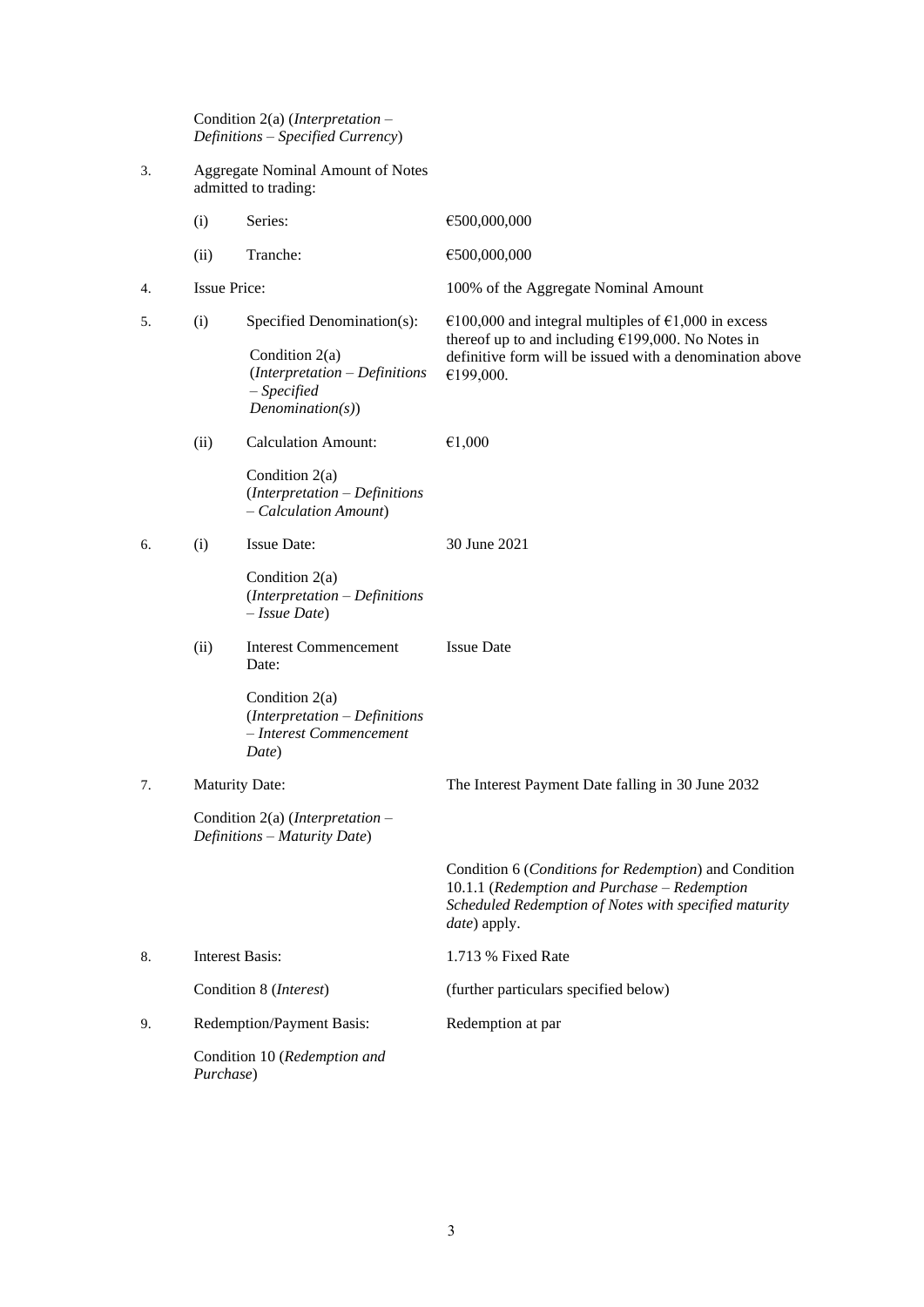| | | | |
|---|---|---|---|
| | Condition 2(a) (*Interpretation – Definitions – Specified Currency*) | | |
| 3. | Aggregate Nominal Amount of Notes admitted to trading: | | |
| | (i) | Series: | €500,000,000 |
| | (ii) | Tranche: | €500,000,000 |
| 4. | Issue Price: | | 100% of the Aggregate Nominal Amount |
| 5. | (i) | Specified Denomination(s):<br><br>Condition 2(a) (*Interpretation – Definitions – Specified Denomination(s)*) | €100,000 and integral multiples of €1,000 in excess thereof up to and including €199,000. No Notes in definitive form will be issued with a denomination above €199,000. |
| | (ii) | Calculation Amount:<br><br>Condition 2(a) (*Interpretation – Definitions – Calculation Amount*) | €1,000 |
| 6. | (i) | Issue Date:<br><br>Condition 2(a) (*Interpretation – Definitions – Issue Date*) | 30 June 2021 |
| | (ii) | Interest Commencement Date:<br><br>Condition 2(a) (*Interpretation – Definitions – Interest Commencement Date*) | Issue Date |
| 7. | Maturity Date:<br><br>Condition 2(a) (*Interpretation – Definitions – Maturity Date*) | | The Interest Payment Date falling in 30 June 2032<br><br>Condition 6 (*Conditions for Redemption*) and Condition 10.1.1 (*Redemption and Purchase – Redemption Scheduled Redemption of Notes with specified maturity date*) apply. |
| 8. | Interest Basis:<br><br>Condition 8 (*Interest*) | | 1.713 % Fixed Rate<br><br>(further particulars specified below) |
| 9. | Redemption/Payment Basis:<br><br>Condition 10 (*Redemption and Purchase*) | | Redemption at par |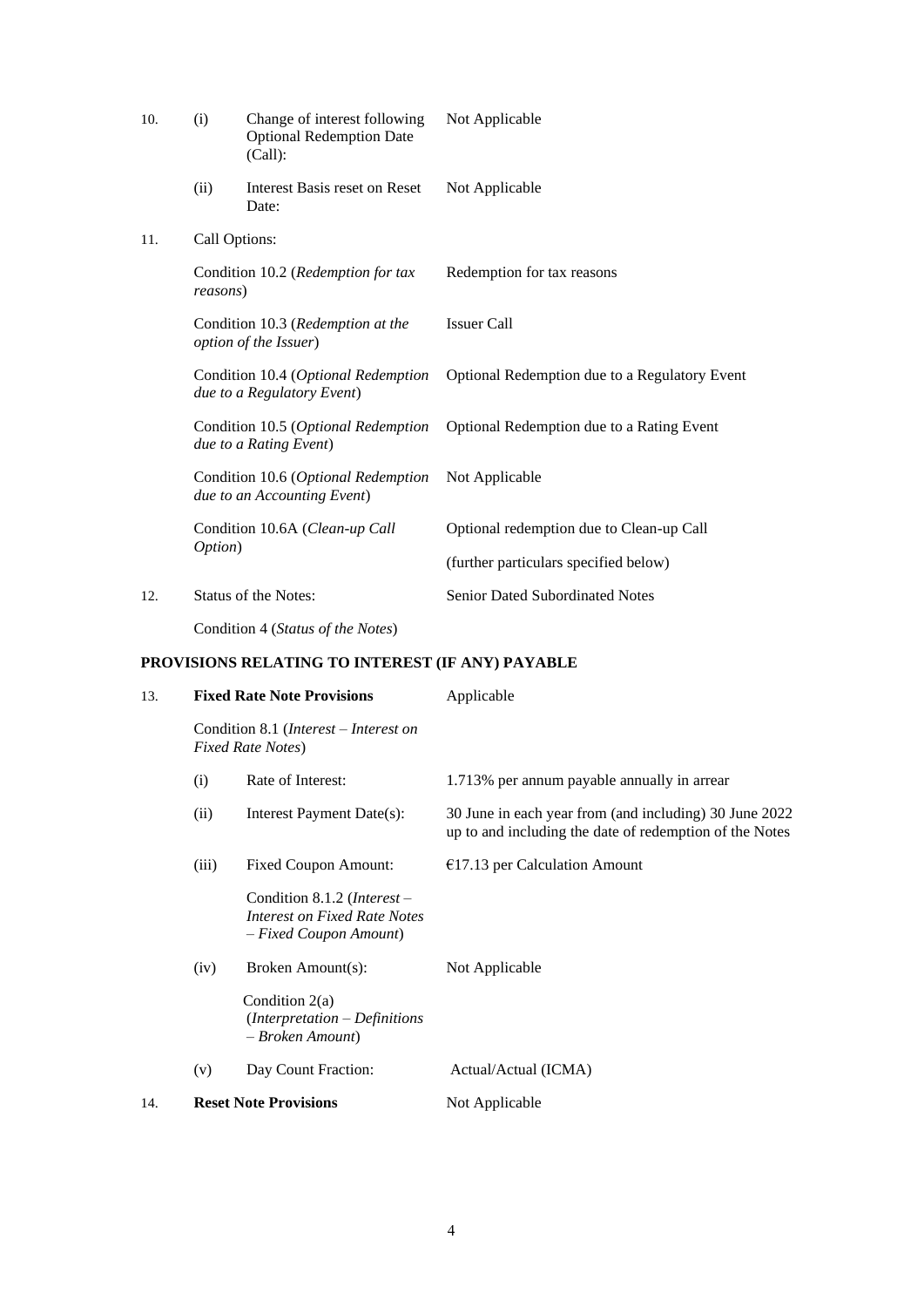| | | | |
|---|---|---|---|
| 10. | (i) | Change of interest following Optional Redemption Date (Call): | Not Applicable |
| | (ii) | Interest Basis reset on Reset Date: | Not Applicable |
| 11. | Call Options: | | |
| | Condition 10.2 (*Redemption for tax reasons*) | | Redemption for tax reasons |
| | Condition 10.3 (*Redemption at the option of the Issuer*) | | Issuer Call |
| | Condition 10.4 (*Optional Redemption due to a Regulatory Event*) | | Optional Redemption due to a Regulatory Event |
| | Condition 10.5 (*Optional Redemption due to a Rating Event*) | | Optional Redemption due to a Rating Event |
| | Condition 10.6 (*Optional Redemption due to an Accounting Event*) | | Not Applicable |
| | Condition 10.6A (*Clean-up Call Option*) | | Optional redemption due to Clean-up Call<br><br>(further particulars specified below) |
| 12. | Status of the Notes:<br><br>Condition 4 (*Status of the Notes*) | | Senior Dated Subordinated Notes |

**PROVISIONS RELATING TO INTEREST (IF ANY) PAYABLE**

| | | | |
|---|---|---|---|
| 13. | **Fixed Rate Note Provisions**<br><br>Condition 8.1 (*Interest – Interest on Fixed Rate Notes*) | | Applicable |
| | (i) | Rate of Interest: | 1.713% per annum payable annually in arrear |
| | (ii) | Interest Payment Date(s): | 30 June in each year from (and including) 30 June 2022 up to and including the date of redemption of the Notes |
| | (iii) | Fixed Coupon Amount:<br><br>Condition 8.1.2 (*Interest – Interest on Fixed Rate Notes – Fixed Coupon Amount*) | €17.13 per Calculation Amount |
| | (iv) | Broken Amount(s):<br><br>Condition 2(a) (*Interpretation – Definitions – Broken Amount*) | Not Applicable |
| | (v) | Day Count Fraction: | Actual/Actual (ICMA) |
| 14. | **Reset Note Provisions** | | Not Applicable |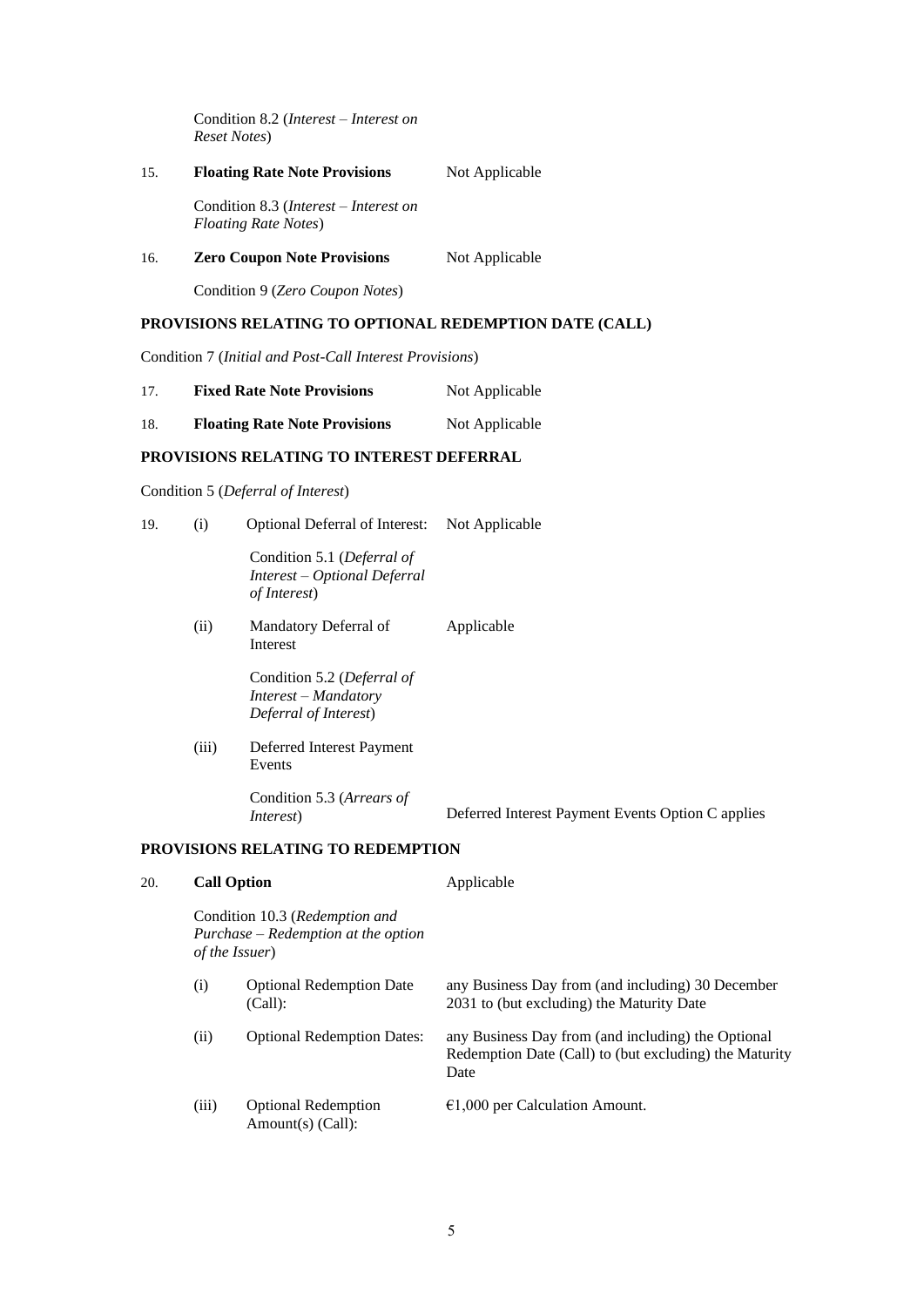Condition 8.2 (*Interest – Interest on Reset Notes*)

| | | |
|---|---|---|
| 15. | **Floating Rate Note Provisions** | Not Applicable |
| | Condition 8.3 (*Interest – Interest on Floating Rate Notes*) | |
| 16. | **Zero Coupon Note Provisions** | Not Applicable |
| | Condition 9 (*Zero Coupon Notes*) | |

**PROVISIONS RELATING TO OPTIONAL REDEMPTION DATE (CALL)**

Condition 7 (*Initial and Post-Call Interest Provisions*)

| | | |
|---|---|---|
| 17. | **Fixed Rate Note Provisions** | Not Applicable |
| 18. | **Floating Rate Note Provisions** | Not Applicable |

**PROVISIONS RELATING TO INTEREST DEFERRAL**

Condition 5 (*Deferral of Interest*)

| | | | |
|---|---|---|---|
| 19. | (i) | Optional Deferral of Interest: Condition 5.1 (*Deferral of Interest – Optional Deferral of Interest*) | Not Applicable |
| | (ii) | Mandatory Deferral of Interest Condition 5.2 (*Deferral of Interest – Mandatory Deferral of Interest*) | Applicable |
| | (iii) | Deferred Interest Payment Events Condition 5.3 (*Arrears of Interest*) | Deferred Interest Payment Events Option C applies |

**PROVISIONS RELATING TO REDEMPTION**

| | | | |
|---|---|---|---|
| 20. | **Call Option** Condition 10.3 (*Redemption and Purchase – Redemption at the option of the Issuer*) | | Applicable |
| | (i) | Optional Redemption Date (Call): | any Business Day from (and including) 30 December 2031 to (but excluding) the Maturity Date |
| | (ii) | Optional Redemption Dates: | any Business Day from (and including) the Optional Redemption Date (Call) to (but excluding) the Maturity Date |
| | (iii) | Optional Redemption Amount(s) (Call): | €1,000 per Calculation Amount. |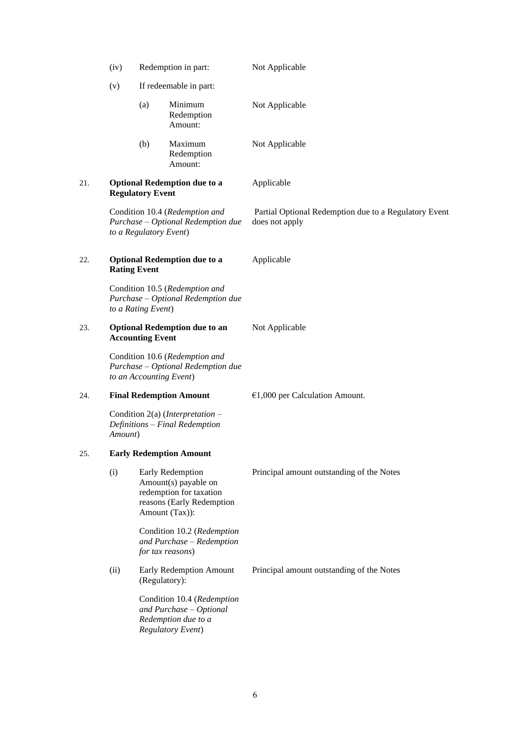| | | |
|---|---|---|
| (iv) | Redemption in part: | Not Applicable |
| (v) | If redeemable in part: | |
| | (a) Minimum Redemption Amount: | Not Applicable |
| | (b) Maximum Redemption Amount: | Not Applicable |
| 21. | **Optional Redemption due to a Regulatory Event** | Applicable |
| | Condition 10.4 (*Redemption and Purchase – Optional Redemption due to a Regulatory Event*) | Partial Optional Redemption due to a Regulatory Event does not apply |
| 22. | **Optional Redemption due to a Rating Event** | Applicable |
| | Condition 10.5 (*Redemption and Purchase – Optional Redemption due to a Rating Event*) | |
| 23. | **Optional Redemption due to an Accounting Event** | Not Applicable |
| | Condition 10.6 (*Redemption and Purchase – Optional Redemption due to an Accounting Event*) | |
| 24. | **Final Redemption Amount** | €1,000 per Calculation Amount. |
| | Condition 2(a) (*Interpretation – Definitions – Final Redemption Amount*) | |
| 25. | **Early Redemption Amount** | |
| (i) | Early Redemption Amount(s) payable on redemption for taxation reasons (Early Redemption Amount (Tax)): | Principal amount outstanding of the Notes |
| | Condition 10.2 (*Redemption and Purchase – Redemption for tax reasons*) | |
| (ii) | Early Redemption Amount (Regulatory): | Principal amount outstanding of the Notes |
| | Condition 10.4 (*Redemption and Purchase – Optional Redemption due to a Regulatory Event*) | |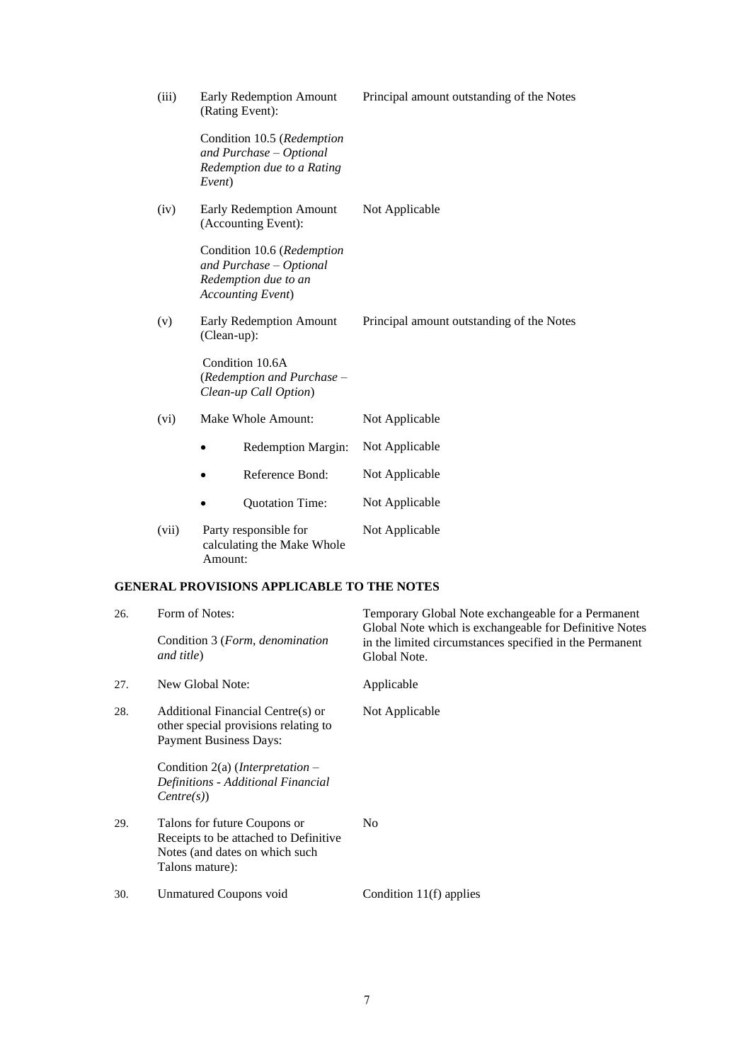| | | |
|---|---|---|
| (iii) | Early Redemption Amount (Rating Event):<br><br>Condition 10.5 (*Redemption and Purchase – Optional Redemption due to a Rating Event*) | Principal amount outstanding of the Notes |
| (iv) | Early Redemption Amount (Accounting Event):<br><br>Condition 10.6 (*Redemption and Purchase – Optional Redemption due to an Accounting Event*) | Not Applicable |
| (v) | Early Redemption Amount (Clean-up):<br><br>Condition 10.6A (*Redemption and Purchase – Clean-up Call Option*) | Principal amount outstanding of the Notes |
| (vi) | Make Whole Amount: | Not Applicable |
| | • Redemption Margin: | Not Applicable |
| | • Reference Bond: | Not Applicable |
| | • Quotation Time: | Not Applicable |
| (vii) | Party responsible for calculating the Make Whole Amount: | Not Applicable |

## GENERAL PROVISIONS APPLICABLE TO THE NOTES

| | | |
|---|---|---|
| 26. | Form of Notes:<br><br>Condition 3 (*Form, denomination and title*) | Temporary Global Note exchangeable for a Permanent Global Note which is exchangeable for Definitive Notes in the limited circumstances specified in the Permanent Global Note. |
| 27. | New Global Note: | Applicable |
| 28. | Additional Financial Centre(s) or other special provisions relating to Payment Business Days:<br><br>Condition 2(a) (*Interpretation – Definitions - Additional Financial Centre(s)*) | Not Applicable |
| 29. | Talons for future Coupons or Receipts to be attached to Definitive Notes (and dates on which such Talons mature): | No |
| 30. | Unmatured Coupons void | Condition 11(f) applies |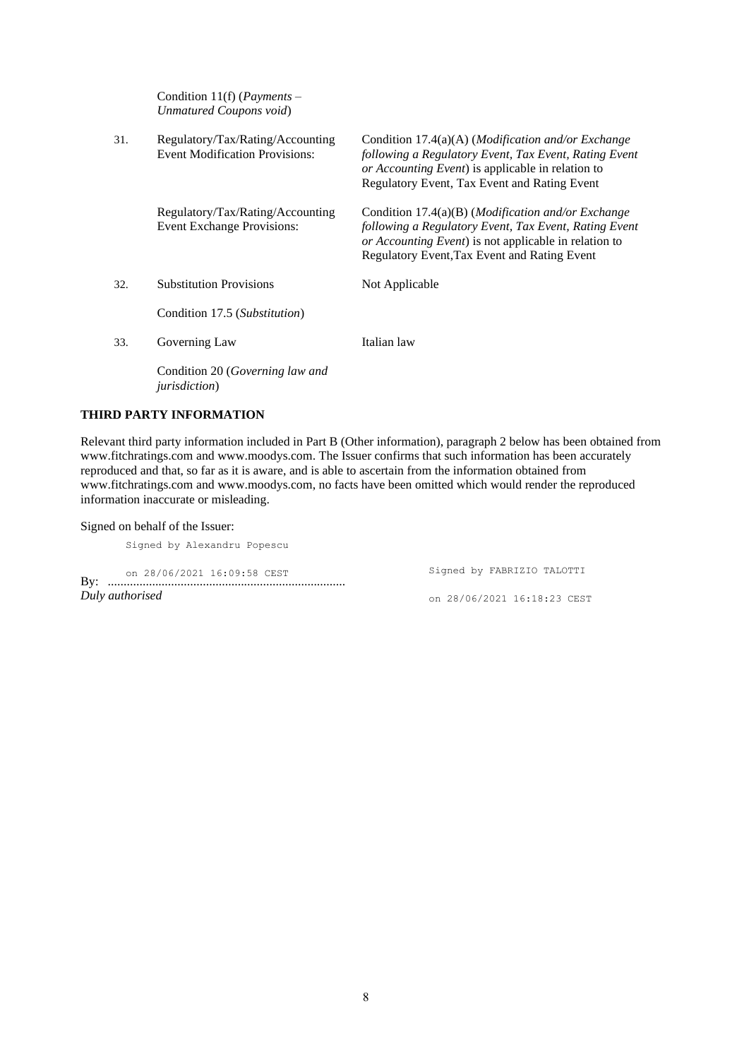| | | |
|---|---|---|
| | Condition 11(f) (*Payments – Unmatured Coupons void*) | |
| 31. | Regulatory/Tax/Rating/Accounting Event Modification Provisions: | Condition 17.4(a)(A) (*Modification and/or Exchange following a Regulatory Event, Tax Event, Rating Event or Accounting Event*) is applicable in relation to Regulatory Event, Tax Event and Rating Event |
| | Regulatory/Tax/Rating/Accounting Event Exchange Provisions: | Condition 17.4(a)(B) (*Modification and/or Exchange following a Regulatory Event, Tax Event, Rating Event or Accounting Event*) is not applicable in relation to Regulatory Event,Tax Event and Rating Event |
| 32. | Substitution Provisions | Not Applicable |
| | Condition 17.5 (*Substitution*) | |
| 33. | Governing Law | Italian law |
| | Condition 20 (*Governing law and jurisdiction*) | |

**THIRD PARTY INFORMATION**

Relevant third party information included in Part B (Other information), paragraph 2 below has been obtained from www.fitchratings.com and www.moodys.com. The Issuer confirms that such information has been accurately reproduced and that, so far as it is aware, and is able to ascertain from the information obtained from www.fitchratings.com and www.moodys.com, no facts have been omitted which would render the reproduced information inaccurate or misleading.

Signed on behalf of the Issuer:

Signed by Alexandru Popescu

on 28/06/2021 16:09:58 CEST

By: ..........................................................................

*Duly authorised*

Signed by FABRIZIO TALOTTI

on 28/06/2021 16:18:23 CEST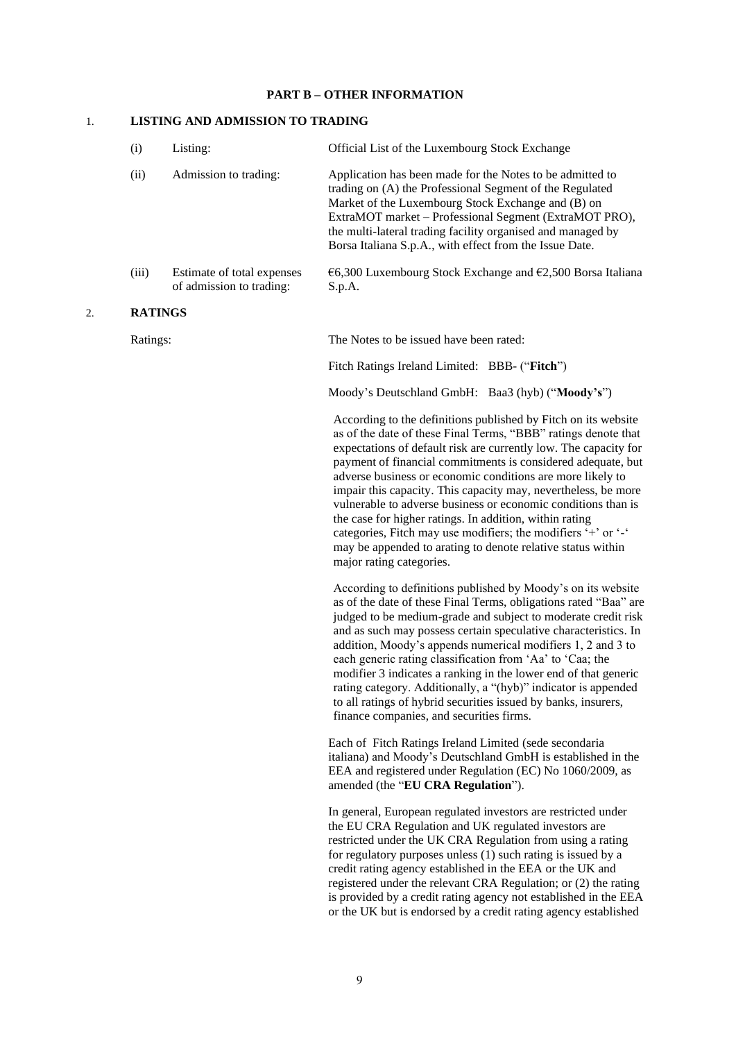## PART B – OTHER INFORMATION

### 1. LISTING AND ADMISSION TO TRADING

| | | |
|---|---|---|
| (i) | Listing: | Official List of the Luxembourg Stock Exchange |
| (ii) | Admission to trading: | Application has been made for the Notes to be admitted to trading on (A) the Professional Segment of the Regulated Market of the Luxembourg Stock Exchange and (B) on ExtraMOT market – Professional Segment (ExtraMOT PRO), the multi-lateral trading facility organised and managed by Borsa Italiana S.p.A., with effect from the Issue Date. |
| (iii) | Estimate of total expenses of admission to trading: | €6,300 Luxembourg Stock Exchange and €2,500 Borsa Italiana S.p.A. |

### 2. RATINGS

Ratings: The Notes to be issued have been rated:

Fitch Ratings Ireland Limited: BBB- ("**Fitch**")

Moody's Deutschland GmbH: Baa3 (hyb) ("**Moody's**")

According to the definitions published by Fitch on its website as of the date of these Final Terms, "BBB" ratings denote that expectations of default risk are currently low. The capacity for payment of financial commitments is considered adequate, but adverse business or economic conditions are more likely to impair this capacity. This capacity may, nevertheless, be more vulnerable to adverse business or economic conditions than is the case for higher ratings. In addition, within rating categories, Fitch may use modifiers; the modifiers '+' or '-' may be appended to arating to denote relative status within major rating categories.

According to definitions published by Moody's on its website as of the date of these Final Terms, obligations rated "Baa" are judged to be medium-grade and subject to moderate credit risk and as such may possess certain speculative characteristics. In addition, Moody's appends numerical modifiers 1, 2 and 3 to each generic rating classification from 'Aa' to 'Caa; the modifier 3 indicates a ranking in the lower end of that generic rating category. Additionally, a "(hyb)" indicator is appended to all ratings of hybrid securities issued by banks, insurers, finance companies, and securities firms.

Each of Fitch Ratings Ireland Limited (sede secondaria italiana) and Moody's Deutschland GmbH is established in the EEA and registered under Regulation (EC) No 1060/2009, as amended (the "**EU CRA Regulation**").

In general, European regulated investors are restricted under the EU CRA Regulation and UK regulated investors are restricted under the UK CRA Regulation from using a rating for regulatory purposes unless (1) such rating is issued by a credit rating agency established in the EEA or the UK and registered under the relevant CRA Regulation; or (2) the rating is provided by a credit rating agency not established in the EEA or the UK but is endorsed by a credit rating agency established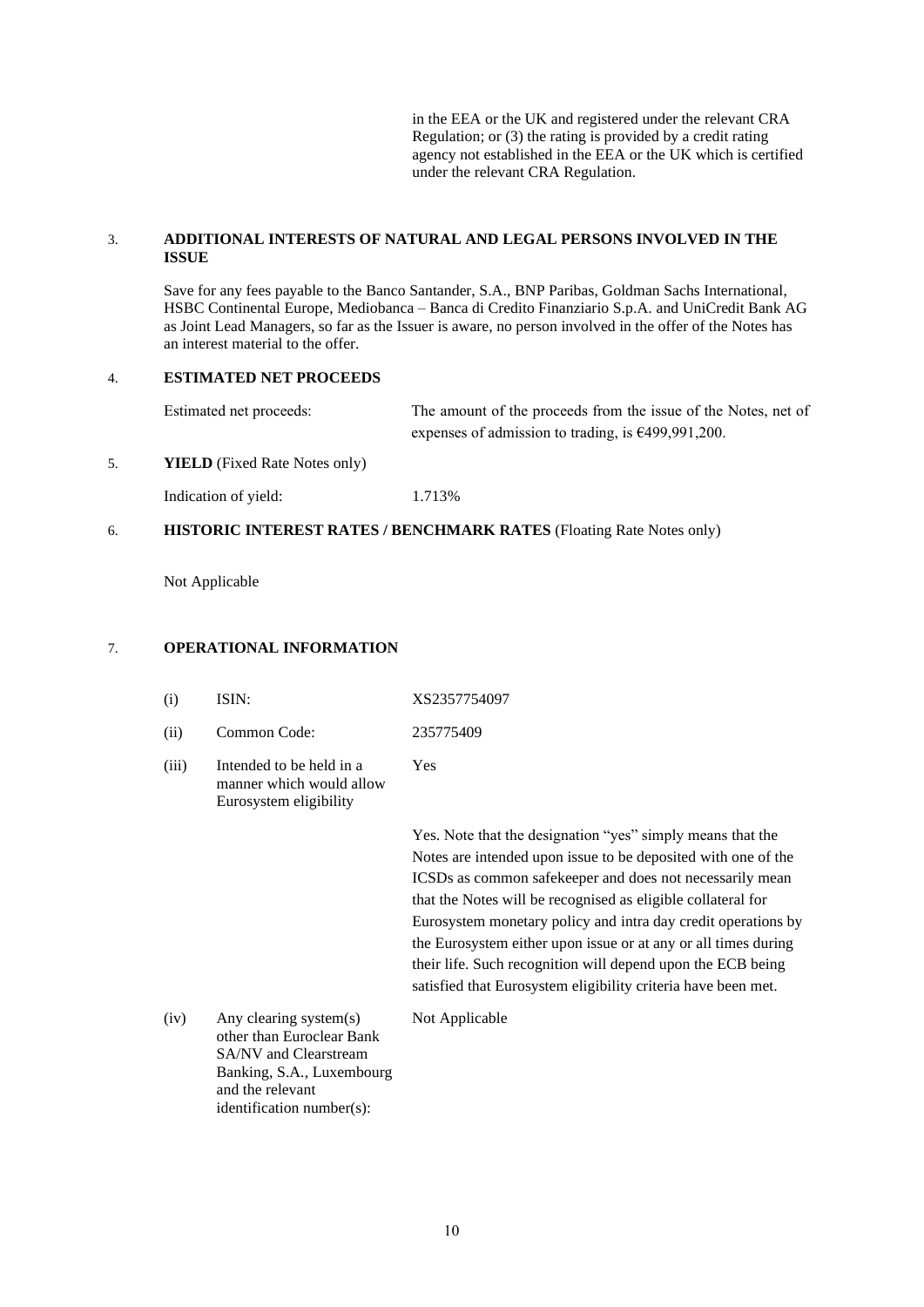in the EEA or the UK and registered under the relevant CRA Regulation; or (3) the rating is provided by a credit rating agency not established in the EEA or the UK which is certified under the relevant CRA Regulation.

## 3. ADDITIONAL INTERESTS OF NATURAL AND LEGAL PERSONS INVOLVED IN THE ISSUE

Save for any fees payable to the Banco Santander, S.A., BNP Paribas, Goldman Sachs International, HSBC Continental Europe, Mediobanca – Banca di Credito Finanziario S.p.A. and UniCredit Bank AG as Joint Lead Managers, so far as the Issuer is aware, no person involved in the offer of the Notes has an interest material to the offer.

## 4. ESTIMATED NET PROCEEDS

| | |
|---|---|
| Estimated net proceeds: | The amount of the proceeds from the issue of the Notes, net of expenses of admission to trading, is €499,991,200. |

## 5. YIELD (Fixed Rate Notes only)

| | |
|---|---|
| Indication of yield: | 1.713% |

## 6. HISTORIC INTEREST RATES / BENCHMARK RATES (Floating Rate Notes only)

Not Applicable

## 7. OPERATIONAL INFORMATION

| | | |
|---|---|---|
| (i) | ISIN: | XS2357754097 |
| (ii) | Common Code: | 235775409 |
| (iii) | Intended to be held in a manner which would allow Eurosystem eligibility | Yes<br><br>Yes. Note that the designation "yes" simply means that the Notes are intended upon issue to be deposited with one of the ICSDs as common safekeeper and does not necessarily mean that the Notes will be recognised as eligible collateral for Eurosystem monetary policy and intra day credit operations by the Eurosystem either upon issue or at any or all times during their life. Such recognition will depend upon the ECB being satisfied that Eurosystem eligibility criteria have been met. |
| (iv) | Any clearing system(s) other than Euroclear Bank SA/NV and Clearstream Banking, S.A., Luxembourg and the relevant identification number(s): | Not Applicable |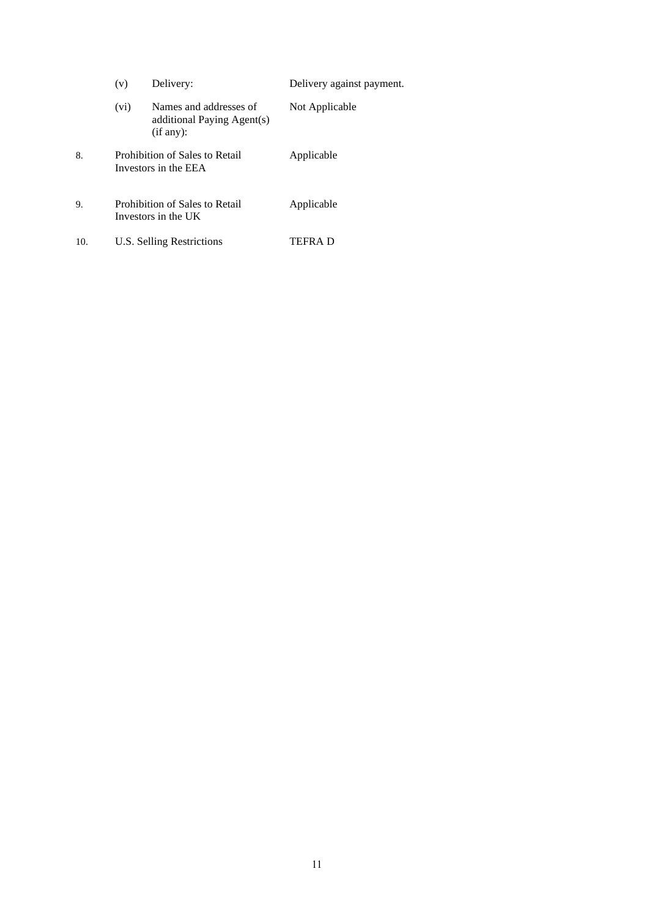| | | | |
|---|---|---|---|
| | (v) | Delivery: | Delivery against payment. |
| | (vi) | Names and addresses of additional Paying Agent(s) (if any): | Not Applicable |
| 8. | Prohibition of Sales to Retail Investors in the EEA | | Applicable |
| 9. | Prohibition of Sales to Retail Investors in the UK | | Applicable |
| 10. | U.S. Selling Restrictions | | TEFRA D |